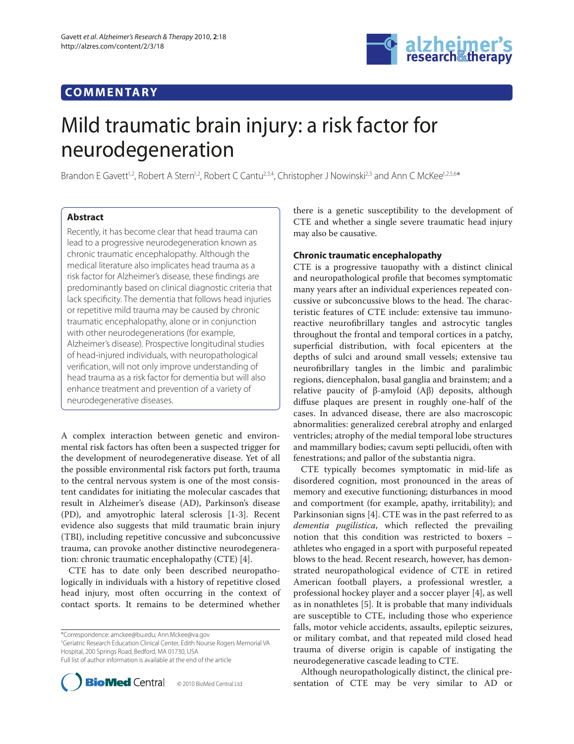## COMMENTARY

# Mild traumatic brain injury: a risk factor for neurodegeneration

Brandon E Gavett[1,2], Robert A Stern[1,2], Robert C Cantu[2,3,4], Christopher J Nowinski[2,3] and Ann C McKee[1,2,5,6]*

### Abstract

Recently, it has become clear that head trauma can lead to a progressive neurodegeneration known as chronic traumatic encephalopathy. Although the medical literature also implicates head trauma as a risk factor for Alzheimer's disease, these findings are predominantly based on clinical diagnostic criteria that lack specificity. The dementia that follows head injuries or repetitive mild trauma may be caused by chronic traumatic encephalopathy, alone or in conjunction with other neurodegenerations (for example, Alzheimer's disease). Prospective longitudinal studies of head-injured individuals, with neuropathological verification, will not only improve understanding of head trauma as a risk factor for dementia but will also enhance treatment and prevention of a variety of neurodegenerative diseases.

A complex interaction between genetic and environmental risk factors has often been a suspected trigger for the development of neurodegenerative disease. Yet of all the possible environmental risk factors put forth, trauma to the central nervous system is one of the most consistent candidates for initiating the molecular cascades that result in Alzheimer's disease (AD), Parkinson's disease (PD), and amyotrophic lateral sclerosis [1-3]. Recent evidence also suggests that mild traumatic brain injury (TBI), including repetitive concussive and subconcussive trauma, can provoke another distinctive neurodegeneration: chronic traumatic encephalopathy (CTE) [4].

CTE has to date only been described neuropathologically in individuals with a history of repetitive closed head injury, most often occurring in the context of contact sports. It remains to be determined whether there is a genetic susceptibility to the development of CTE and whether a single severe traumatic head injury may also be causative.

### Chronic traumatic encephalopathy

CTE is a progressive tauopathy with a distinct clinical and neuropathological profile that becomes symptomatic many years after an individual experiences repeated concussive or subconcussive blows to the head. The characteristic features of CTE include: extensive tau immunoreactive neurofibrillary tangles and astrocytic tangles throughout the frontal and temporal cortices in a patchy, superficial distribution, with focal epicenters at the depths of sulci and around small vessels; extensive tau neurofibrillary tangles in the limbic and paralimbic regions, diencephalon, basal ganglia and brainstem; and a relative paucity of β-amyloid (Aβ) deposits, although diffuse plaques are present in roughly one-half of the cases. In advanced disease, there are also macroscopic abnormalities: generalized cerebral atrophy and enlarged ventricles; atrophy of the medial temporal lobe structures and mammillary bodies; cavum septi pellucidi, often with fenestrations; and pallor of the substantia nigra.

CTE typically becomes symptomatic in mid-life as disordered cognition, most pronounced in the areas of memory and executive functioning; disturbances in mood and comportment (for example, apathy, irritability); and Parkinsonian signs [4]. CTE was in the past referred to as *dementia pugilistica*, which reflected the prevailing notion that this condition was restricted to boxers – athletes who engaged in a sport with purposeful repeated blows to the head. Recent research, however, has demonstrated neuropathological evidence of CTE in retired American football players, a professional wrestler, a professional hockey player and a soccer player [4], as well as in nonathletes [5]. It is probable that many individuals are susceptible to CTE, including those who experience falls, motor vehicle accidents, assaults, epileptic seizures, or military combat, and that repeated mild closed head trauma of diverse origin is capable of instigating the neurodegenerative cascade leading to CTE.

Although neuropathologically distinct, the clinical presentation of CTE may be very similar to AD or

*Correspondence: amckee@bu.edu; Ann.Mckee@va.gov
[5]Geriatric Research Education Clinical Center, Edith Nourse Rogers Memorial VA Hospital, 200 Springs Road, Bedford, MA 01730, USA
Full list of author information is available at the end of the article

© 2010 BioMed Central Ltd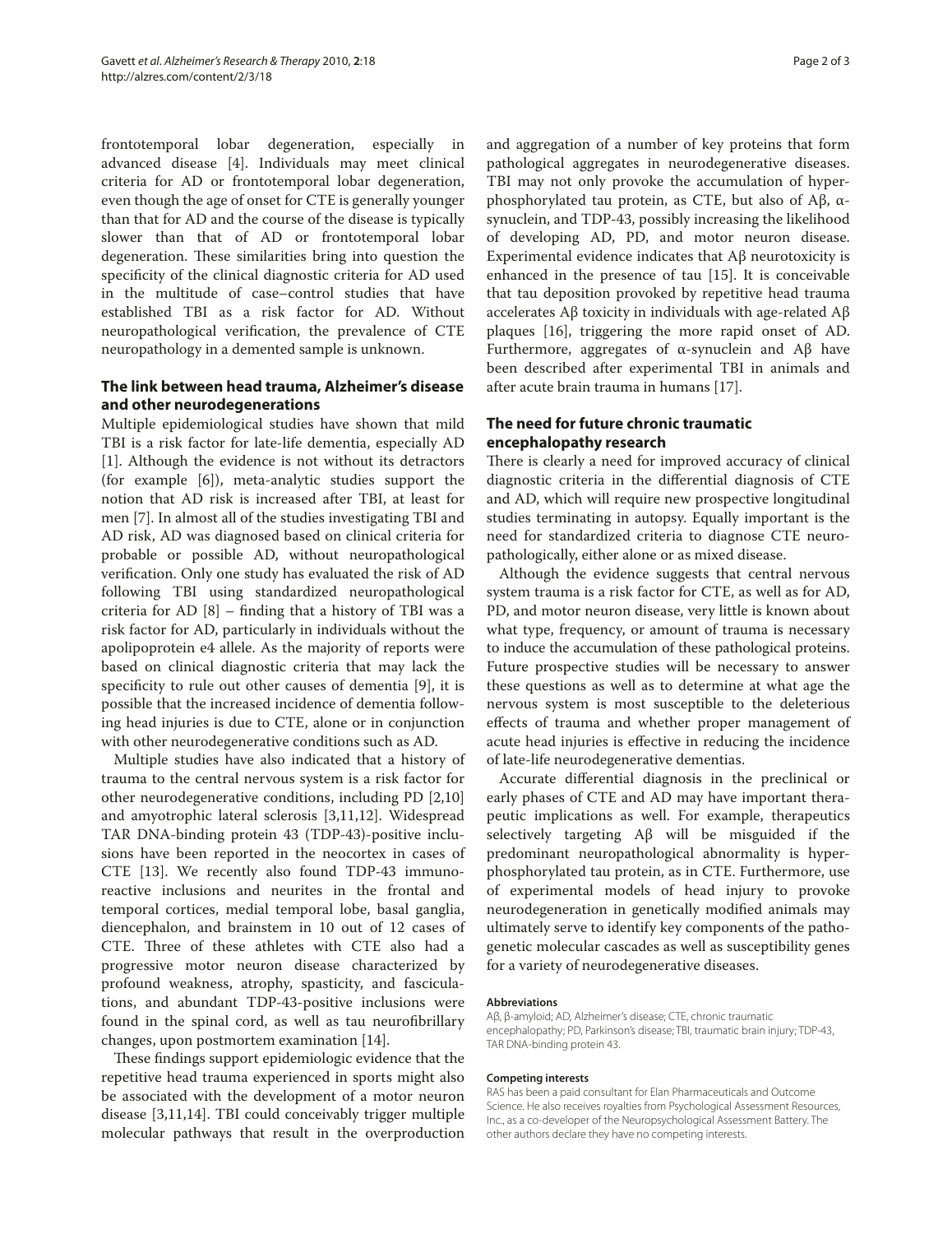frontotemporal lobar degeneration, especially in advanced disease [4]. Individuals may meet clinical criteria for AD or frontotemporal lobar degeneration, even though the age of onset for CTE is generally younger than that for AD and the course of the disease is typically slower than that of AD or frontotemporal lobar degeneration. These similarities bring into question the specificity of the clinical diagnostic criteria for AD used in the multitude of case–control studies that have established TBI as a risk factor for AD. Without neuropathological verification, the prevalence of CTE neuropathology in a demented sample is unknown.

## The link between head trauma, Alzheimer's disease and other neurodegenerations

Multiple epidemiological studies have shown that mild TBI is a risk factor for late-life dementia, especially AD [1]. Although the evidence is not without its detractors (for example [6]), meta-analytic studies support the notion that AD risk is increased after TBI, at least for men [7]. In almost all of the studies investigating TBI and AD risk, AD was diagnosed based on clinical criteria for probable or possible AD, without neuropathological verification. Only one study has evaluated the risk of AD following TBI using standardized neuropathological criteria for AD [8] – finding that a history of TBI was a risk factor for AD, particularly in individuals without the apolipoprotein e4 allele. As the majority of reports were based on clinical diagnostic criteria that may lack the specificity to rule out other causes of dementia [9], it is possible that the increased incidence of dementia following head injuries is due to CTE, alone or in conjunction with other neurodegenerative conditions such as AD.

Multiple studies have also indicated that a history of trauma to the central nervous system is a risk factor for other neurodegenerative conditions, including PD [2,10] and amyotrophic lateral sclerosis [3,11,12]. Widespread TAR DNA-binding protein 43 (TDP-43)-positive inclusions have been reported in the neocortex in cases of CTE [13]. We recently also found TDP-43 immunoreactive inclusions and neurites in the frontal and temporal cortices, medial temporal lobe, basal ganglia, diencephalon, and brainstem in 10 out of 12 cases of CTE. Three of these athletes with CTE also had a progressive motor neuron disease characterized by profound weakness, atrophy, spasticity, and fasciculations, and abundant TDP-43-positive inclusions were found in the spinal cord, as well as tau neurofibrillary changes, upon postmortem examination [14].

These findings support epidemiologic evidence that the repetitive head trauma experienced in sports might also be associated with the development of a motor neuron disease [3,11,14]. TBI could conceivably trigger multiple molecular pathways that result in the overproduction and aggregation of a number of key proteins that form pathological aggregates in neurodegenerative diseases. TBI may not only provoke the accumulation of hyperphosphorylated tau protein, as CTE, but also of Aβ, α-synuclein, and TDP-43, possibly increasing the likelihood of developing AD, PD, and motor neuron disease. Experimental evidence indicates that Aβ neurotoxicity is enhanced in the presence of tau [15]. It is conceivable that tau deposition provoked by repetitive head trauma accelerates Aβ toxicity in individuals with age-related Aβ plaques [16], triggering the more rapid onset of AD. Furthermore, aggregates of α-synuclein and Aβ have been described after experimental TBI in animals and after acute brain trauma in humans [17].

## The need for future chronic traumatic encephalopathy research

There is clearly a need for improved accuracy of clinical diagnostic criteria in the differential diagnosis of CTE and AD, which will require new prospective longitudinal studies terminating in autopsy. Equally important is the need for standardized criteria to diagnose CTE neuropathologically, either alone or as mixed disease.

Although the evidence suggests that central nervous system trauma is a risk factor for CTE, as well as for AD, PD, and motor neuron disease, very little is known about what type, frequency, or amount of trauma is necessary to induce the accumulation of these pathological proteins. Future prospective studies will be necessary to answer these questions as well as to determine at what age the nervous system is most susceptible to the deleterious effects of trauma and whether proper management of acute head injuries is effective in reducing the incidence of late-life neurodegenerative dementias.

Accurate differential diagnosis in the preclinical or early phases of CTE and AD may have important therapeutic implications as well. For example, therapeutics selectively targeting Aβ will be misguided if the predominant neuropathological abnormality is hyperphosphorylated tau protein, as in CTE. Furthermore, use of experimental models of head injury to provoke neurodegeneration in genetically modified animals may ultimately serve to identify key components of the pathogenetic molecular cascades as well as susceptibility genes for a variety of neurodegenerative diseases.

#### Abbreviations

Aβ, β-amyloid; AD, Alzheimer's disease; CTE, chronic traumatic encephalopathy; PD, Parkinson's disease; TBI, traumatic brain injury; TDP-43, TAR DNA-binding protein 43.

#### Competing interests

RAS has been a paid consultant for Elan Pharmaceuticals and Outcome Science. He also receives royalties from Psychological Assessment Resources, Inc., as a co-developer of the Neuropsychological Assessment Battery. The other authors declare they have no competing interests.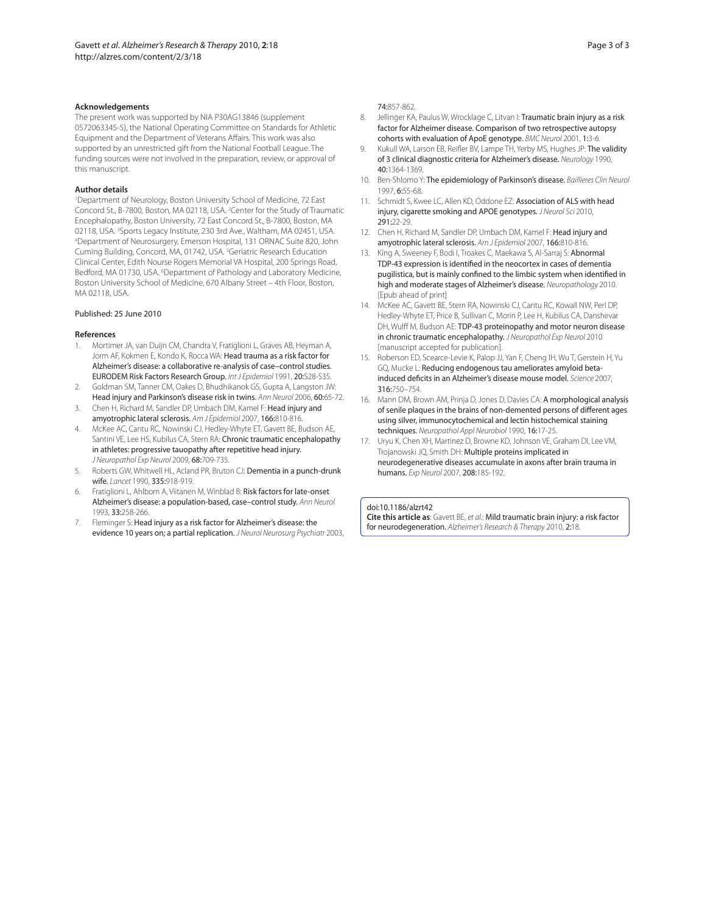### Acknowledgements

The present work was supported by NIA P30AG13846 (supplement 0572063345-5), the National Operating Committee on Standards for Athletic Equipment and the Department of Veterans Affairs. This work was also supported by an unrestricted gift from the National Football League. The funding sources were not involved in the preparation, review, or approval of this manuscript.

### Author details

[1]Department of Neurology, Boston University School of Medicine, 72 East Concord St., B-7800, Boston, MA 02118, USA. [2]Center for the Study of Traumatic Encephalopathy, Boston University, 72 East Concord St., B-7800, Boston, MA 02118, USA. [3]Sports Legacy Institute, 230 3rd Ave., Waltham, MA 02451, USA. [4]Department of Neurosurgery, Emerson Hospital, 131 ORNAC Suite 820, John Cuming Building, Concord, MA, 01742, USA. [5]Geriatric Research Education Clinical Center, Edith Nourse Rogers Memorial VA Hospital, 200 Springs Road, Bedford, MA 01730, USA. [6]Department of Pathology and Laboratory Medicine, Boston University School of Medicine, 670 Albany Street – 4th Floor, Boston, MA 02118, USA.

Published: 25 June 2010

### References

1. Mortimer JA, van Duijn CM, Chandra V, Fratiglioni L, Graves AB, Heyman A, Jorm AF, Kokmen E, Kondo K, Rocca WA: **Head trauma as a risk factor for Alzheimer's disease: a collaborative re-analysis of case–control studies. EURODEM Risk Factors Research Group.** *Int J Epidemiol* 1991, **20**:S28-S35.
2. Goldman SM, Tanner CM, Oakes D, Bhudhikanok GS, Gupta A, Langston JW: **Head injury and Parkinson's disease risk in twins.** *Ann Neurol* 2006, **60**:65-72.
3. Chen H, Richard M, Sandler DP, Umbach DM, Kamel F: **Head injury and amyotrophic lateral sclerosis.** *Am J Epidemiol* 2007, **166**:810-816.
4. McKee AC, Cantu RC, Nowinski CJ, Hedley-Whyte ET, Gavett BE, Budson AE, Santini VE, Lee HS, Kubilus CA, Stern RA: **Chronic traumatic encephalopathy in athletes: progressive tauopathy after repetitive head injury.** *J Neuropathol Exp Neurol* 2009, **68**:709-735.
5. Roberts GW, Whitwell HL, Acland PR, Bruton CJ: **Dementia in a punch-drunk wife.** *Lancet* 1990, **335**:918-919.
6. Fratiglioni L, Ahlbom A, Viitanen M, Winblad B: **Risk factors for late-onset Alzheimer's disease: a population-based, case–control study.** *Ann Neurol* 1993, **33**:258-266.
7. Fleminger S: **Head injury as a risk factor for Alzheimer's disease: the evidence 10 years on; a partial replication.** *J Neurol Neurosurg Psychiatr* 2003, **74**:857-862.
8. Jellinger KA, Paulus W, Wrocklage C, Litvan I: **Traumatic brain injury as a risk factor for Alzheimer disease. Comparison of two retrospective autopsy cohorts with evaluation of ApoE genotype.** *BMC Neurol* 2001, **1**:3-6.
9. Kukull WA, Larson EB, Reifler BV, Lampe TH, Yerby MS, Hughes JP: **The validity of 3 clinical diagnostic criteria for Alzheimer's disease.** *Neurology* 1990, **40**:1364-1369.
10. Ben-Shlomo Y: **The epidemiology of Parkinson's disease.** *Baillieres Clin Neurol* 1997, **6**:55-68.
11. Schmidt S, Kwee LC, Allen KD, Oddone EZ: **Association of ALS with head injury, cigarette smoking and APOE genotypes.** *J Neurol Sci* 2010, **291**:22-29.
12. Chen H, Richard M, Sandler DP, Umbach DM, Kamel F: **Head injury and amyotrophic lateral sclerosis.** *Am J Epidemiol* 2007, **166**:810-816.
13. King A, Sweeney F, Bodi I, Troakes C, Maekawa S, Al-Sarraj S: **Abnormal TDP-43 expression is identified in the neocortex in cases of dementia pugilistica, but is mainly confined to the limbic system when identified in high and moderate stages of Alzheimer's disease.** *Neuropathology* 2010. [Epub ahead of print]
14. McKee AC, Gavett BE, Stern RA, Nowinski CJ, Cantu RC, Kowall NW, Perl DP, Hedley-Whyte ET, Price B, Sullivan C, Morin P, Lee H, Kubilus CA, Danshevar DH, Wulff M, Budson AE: **TDP-43 proteinopathy and motor neuron disease in chronic traumatic encephalopathy.** *J Neuropathol Exp Neurol* 2010 [manuscript accepted for publication].
15. Roberson ED, Scearce-Levie K, Palop JJ, Yan F, Cheng IH, Wu T, Gerstein H, Yu GQ, Mucke L: **Reducing endogenous tau ameliorates amyloid beta-induced deficits in an Alzheimer's disease mouse model.** *Science* 2007, **316**:750–754.
16. Mann DM, Brown AM, Prinja D, Jones D, Davies CA: **A morphological analysis of senile plaques in the brains of non-demented persons of different ages using silver, immunocytochemical and lectin histochemical staining techniques.** *Neuropathol Appl Neurobiol* 1990, **16**:17-25.
17. Uryu K, Chen XH, Martinez D, Browne KD, Johnson VE, Graham DI, Lee VM, Trojanowski JQ, Smith DH: **Multiple proteins implicated in neurodegenerative diseases accumulate in axons after brain trauma in humans.** *Exp Neurol* 2007, **208**:185-192.

doi:10.1186/alzrt42

**Cite this article as**: Gavett BE, *et al.*: Mild traumatic brain injury: a risk factor for neurodegeneration. *Alzheimer's Research & Therapy* 2010, **2**:18.